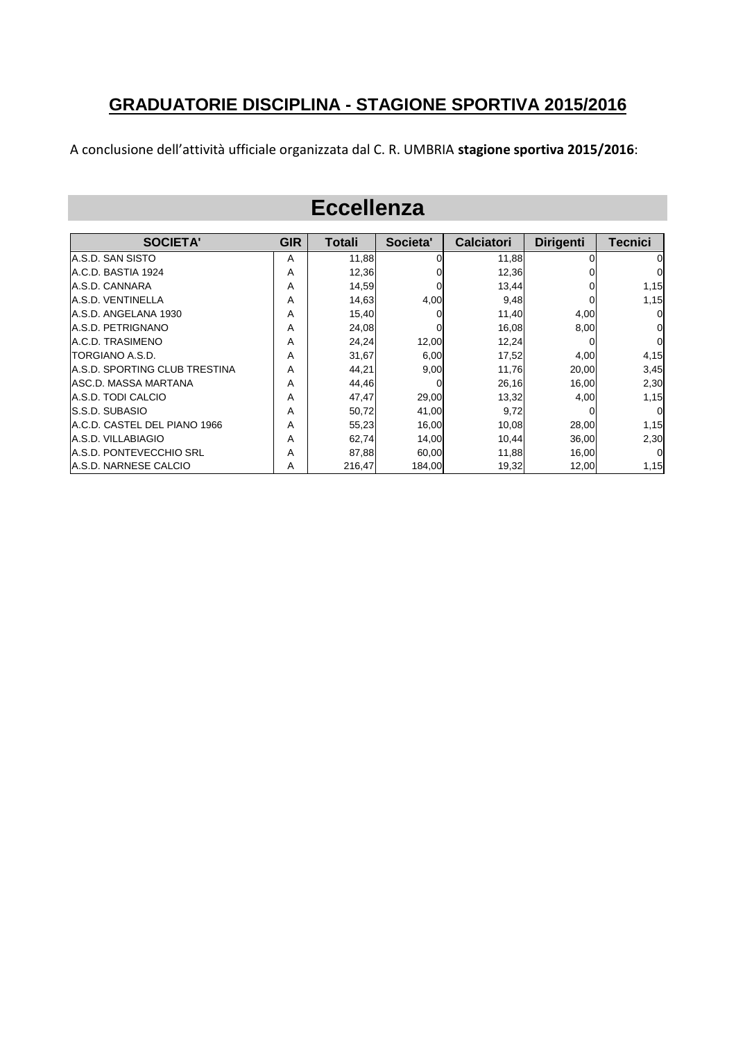# GRADUATORIE DISCIPLINA - STAGIONE SPORTIVA 2015/2016

A conclusione dell'attività ufficiale organizzata dal C. R. UMBRIA **stagione sportiva 2015/2016**:

## Eccellenza

| SOCIETA' | GIR | Totali | Societa' | Calciatori | Dirigenti | Tecnici |
|---|---|---|---|---|---|---|
| A.S.D. SAN SISTO | A | 11,88 | 0 | 11,88 | 0 | 0 |
| A.C.D. BASTIA 1924 | A | 12,36 | 0 | 12,36 | 0 | 0 |
| A.S.D. CANNARA | A | 14,59 | 0 | 13,44 | 0 | 1,15 |
| A.S.D. VENTINELLA | A | 14,63 | 4,00 | 9,48 | 0 | 1,15 |
| A.S.D. ANGELANA 1930 | A | 15,40 | 0 | 11,40 | 4,00 | 0 |
| A.S.D. PETRIGNANO | A | 24,08 | 0 | 16,08 | 8,00 | 0 |
| A.C.D. TRASIMENO | A | 24,24 | 12,00 | 12,24 | 0 | 0 |
| TORGIANO A.S.D. | A | 31,67 | 6,00 | 17,52 | 4,00 | 4,15 |
| A.S.D. SPORTING CLUB TRESTINA | A | 44,21 | 9,00 | 11,76 | 20,00 | 3,45 |
| ASC.D. MASSA MARTANA | A | 44,46 | 0 | 26,16 | 16,00 | 2,30 |
| A.S.D. TODI CALCIO | A | 47,47 | 29,00 | 13,32 | 4,00 | 1,15 |
| S.S.D. SUBASIO | A | 50,72 | 41,00 | 9,72 | 0 | 0 |
| A.C.D. CASTEL DEL PIANO 1966 | A | 55,23 | 16,00 | 10,08 | 28,00 | 1,15 |
| A.S.D. VILLABIAGIO | A | 62,74 | 14,00 | 10,44 | 36,00 | 2,30 |
| A.S.D. PONTEVECCHIO SRL | A | 87,88 | 60,00 | 11,88 | 16,00 | 0 |
| A.S.D. NARNESE CALCIO | A | 216,47 | 184,00 | 19,32 | 12,00 | 1,15 |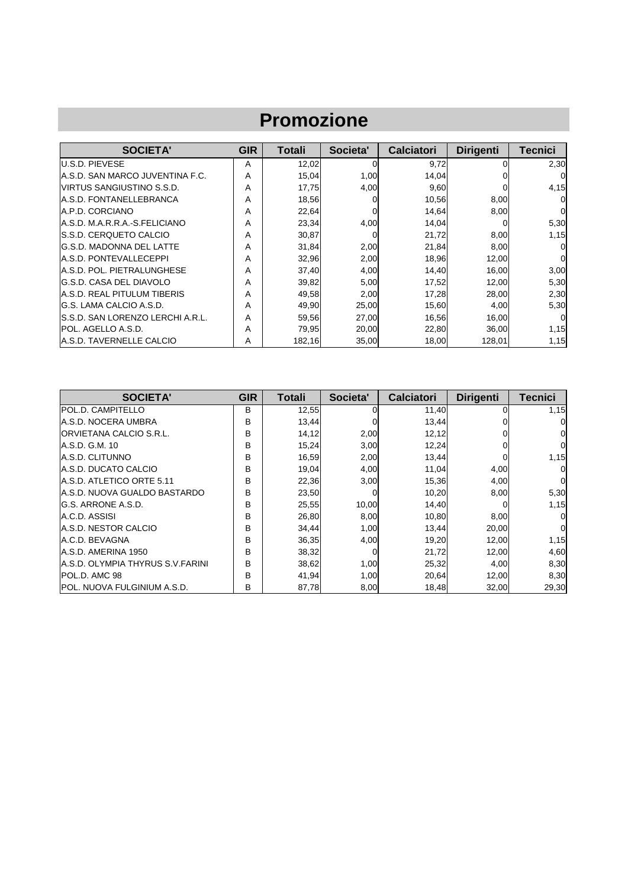# Promozione

| SOCIETA' | GIR | Totali | Societa' | Calciatori | Dirigenti | Tecnici |
|---|---|---|---|---|---|---|
| U.S.D. PIEVESE | A | 12,02 | 0 | 9,72 | 0 | 2,30 |
| A.S.D. SAN MARCO JUVENTINA F.C. | A | 15,04 | 1,00 | 14,04 | 0 | 0 |
| VIRTUS SANGIUSTINO S.S.D. | A | 17,75 | 4,00 | 9,60 | 0 | 4,15 |
| A.S.D. FONTANELLEBRANCA | A | 18,56 | 0 | 10,56 | 8,00 | 0 |
| A.P.D. CORCIANO | A | 22,64 | 0 | 14,64 | 8,00 | 0 |
| A.S.D. M.A.R.R.A.-S.FELICIANO | A | 23,34 | 4,00 | 14,04 | 0 | 5,30 |
| S.S.D. CERQUETO CALCIO | A | 30,87 | 0 | 21,72 | 8,00 | 1,15 |
| G.S.D. MADONNA DEL LATTE | A | 31,84 | 2,00 | 21,84 | 8,00 | 0 |
| A.S.D. PONTEVALLECEPPI | A | 32,96 | 2,00 | 18,96 | 12,00 | 0 |
| A.S.D. POL. PIETRALUNGHESE | A | 37,40 | 4,00 | 14,40 | 16,00 | 3,00 |
| G.S.D. CASA DEL DIAVOLO | A | 39,82 | 5,00 | 17,52 | 12,00 | 5,30 |
| A.S.D. REAL PITULUM TIBERIS | A | 49,58 | 2,00 | 17,28 | 28,00 | 2,30 |
| G.S. LAMA CALCIO A.S.D. | A | 49,90 | 25,00 | 15,60 | 4,00 | 5,30 |
| S.S.D. SAN LORENZO LERCHI A.R.L. | A | 59,56 | 27,00 | 16,56 | 16,00 | 0 |
| POL. AGELLO A.S.D. | A | 79,95 | 20,00 | 22,80 | 36,00 | 1,15 |
| A.S.D. TAVERNELLE CALCIO | A | 182,16 | 35,00 | 18,00 | 128,01 | 1,15 |

| SOCIETA' | GIR | Totali | Societa' | Calciatori | Dirigenti | Tecnici |
|---|---|---|---|---|---|---|
| POL.D. CAMPITELLO | B | 12,55 | 0 | 11,40 | 0 | 1,15 |
| A.S.D. NOCERA UMBRA | B | 13,44 | 0 | 13,44 | 0 | 0 |
| ORVIETANA CALCIO S.R.L. | B | 14,12 | 2,00 | 12,12 | 0 | 0 |
| A.S.D. G.M. 10 | B | 15,24 | 3,00 | 12,24 | 0 | 0 |
| A.S.D. CLITUNNO | B | 16,59 | 2,00 | 13,44 | 0 | 1,15 |
| A.S.D. DUCATO CALCIO | B | 19,04 | 4,00 | 11,04 | 4,00 | 0 |
| A.S.D. ATLETICO ORTE 5.11 | B | 22,36 | 3,00 | 15,36 | 4,00 | 0 |
| A.S.D. NUOVA GUALDO BASTARDO | B | 23,50 | 0 | 10,20 | 8,00 | 5,30 |
| G.S. ARRONE A.S.D. | B | 25,55 | 10,00 | 14,40 | 0 | 1,15 |
| A.C.D. ASSISI | B | 26,80 | 8,00 | 10,80 | 8,00 | 0 |
| A.S.D. NESTOR CALCIO | B | 34,44 | 1,00 | 13,44 | 20,00 | 0 |
| A.C.D. BEVAGNA | B | 36,35 | 4,00 | 19,20 | 12,00 | 1,15 |
| A.S.D. AMERINA 1950 | B | 38,32 | 0 | 21,72 | 12,00 | 4,60 |
| A.S.D. OLYMPIA THYRUS S.V.FARINI | B | 38,62 | 1,00 | 25,32 | 4,00 | 8,30 |
| POL.D. AMC 98 | B | 41,94 | 1,00 | 20,64 | 12,00 | 8,30 |
| POL. NUOVA FULGINIUM A.S.D. | B | 87,78 | 8,00 | 18,48 | 32,00 | 29,30 |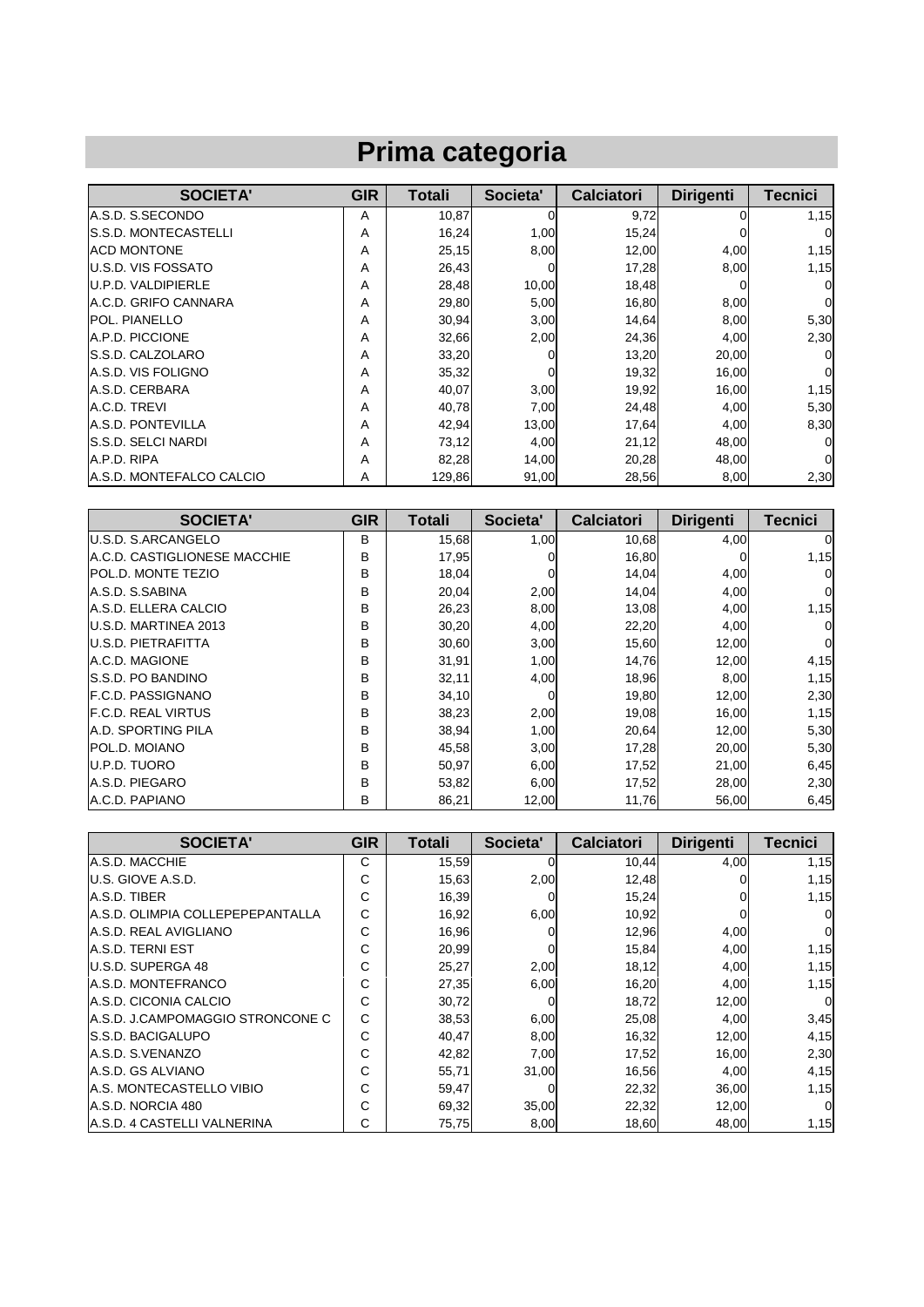# Prima categoria

| SOCIETA' | GIR | Totali | Societa' | Calciatori | Dirigenti | Tecnici |
|---|---|---|---|---|---|---|
| A.S.D. S.SECONDO | A | 10,87 | 0 | 9,72 | 0 | 1,15 |
| S.S.D. MONTECASTELLI | A | 16,24 | 1,00 | 15,24 | 0 | 0 |
| ACD MONTONE | A | 25,15 | 8,00 | 12,00 | 4,00 | 1,15 |
| U.S.D. VIS FOSSATO | A | 26,43 | 0 | 17,28 | 8,00 | 1,15 |
| U.P.D. VALDIPIERLE | A | 28,48 | 10,00 | 18,48 | 0 | 0 |
| A.C.D. GRIFO CANNARA | A | 29,80 | 5,00 | 16,80 | 8,00 | 0 |
| POL. PIANELLO | A | 30,94 | 3,00 | 14,64 | 8,00 | 5,30 |
| A.P.D. PICCIONE | A | 32,66 | 2,00 | 24,36 | 4,00 | 2,30 |
| S.S.D. CALZOLARO | A | 33,20 | 0 | 13,20 | 20,00 | 0 |
| A.S.D. VIS FOLIGNO | A | 35,32 | 0 | 19,32 | 16,00 | 0 |
| A.S.D. CERBARA | A | 40,07 | 3,00 | 19,92 | 16,00 | 1,15 |
| A.C.D. TREVI | A | 40,78 | 7,00 | 24,48 | 4,00 | 5,30 |
| A.S.D. PONTEVILLA | A | 42,94 | 13,00 | 17,64 | 4,00 | 8,30 |
| S.S.D. SELCI NARDI | A | 73,12 | 4,00 | 21,12 | 48,00 | 0 |
| A.P.D. RIPA | A | 82,28 | 14,00 | 20,28 | 48,00 | 0 |
| A.S.D. MONTEFALCO CALCIO | A | 129,86 | 91,00 | 28,56 | 8,00 | 2,30 |

| SOCIETA' | GIR | Totali | Societa' | Calciatori | Dirigenti | Tecnici |
|---|---|---|---|---|---|---|
| U.S.D. S.ARCANGELO | B | 15,68 | 1,00 | 10,68 | 4,00 | 0 |
| A.C.D. CASTIGLIONESE MACCHIE | B | 17,95 | 0 | 16,80 | 0 | 1,15 |
| POL.D. MONTE TEZIO | B | 18,04 | 0 | 14,04 | 4,00 | 0 |
| A.S.D. S.SABINA | B | 20,04 | 2,00 | 14,04 | 4,00 | 0 |
| A.S.D. ELLERA CALCIO | B | 26,23 | 8,00 | 13,08 | 4,00 | 1,15 |
| U.S.D. MARTINEA 2013 | B | 30,20 | 4,00 | 22,20 | 4,00 | 0 |
| U.S.D. PIETRAFITTA | B | 30,60 | 3,00 | 15,60 | 12,00 | 0 |
| A.C.D. MAGIONE | B | 31,91 | 1,00 | 14,76 | 12,00 | 4,15 |
| S.S.D. PO BANDINO | B | 32,11 | 4,00 | 18,96 | 8,00 | 1,15 |
| F.C.D. PASSIGNANO | B | 34,10 | 0 | 19,80 | 12,00 | 2,30 |
| F.C.D. REAL VIRTUS | B | 38,23 | 2,00 | 19,08 | 16,00 | 1,15 |
| A.D. SPORTING PILA | B | 38,94 | 1,00 | 20,64 | 12,00 | 5,30 |
| POL.D. MOIANO | B | 45,58 | 3,00 | 17,28 | 20,00 | 5,30 |
| U.P.D. TUORO | B | 50,97 | 6,00 | 17,52 | 21,00 | 6,45 |
| A.S.D. PIEGARO | B | 53,82 | 6,00 | 17,52 | 28,00 | 2,30 |
| A.C.D. PAPIANO | B | 86,21 | 12,00 | 11,76 | 56,00 | 6,45 |

| SOCIETA' | GIR | Totali | Societa' | Calciatori | Dirigenti | Tecnici |
|---|---|---|---|---|---|---|
| A.S.D. MACCHIE | C | 15,59 | 0 | 10,44 | 4,00 | 1,15 |
| U.S. GIOVE A.S.D. | C | 15,63 | 2,00 | 12,48 | 0 | 1,15 |
| A.S.D. TIBER | C | 16,39 | 0 | 15,24 | 0 | 1,15 |
| A.S.D. OLIMPIA COLLEPEPEPANTALLA | C | 16,92 | 6,00 | 10,92 | 0 | 0 |
| A.S.D. REAL AVIGLIANO | C | 16,96 | 0 | 12,96 | 4,00 | 0 |
| A.S.D. TERNI EST | C | 20,99 | 0 | 15,84 | 4,00 | 1,15 |
| U.S.D. SUPERGA 48 | C | 25,27 | 2,00 | 18,12 | 4,00 | 1,15 |
| A.S.D. MONTEFRANCO | C | 27,35 | 6,00 | 16,20 | 4,00 | 1,15 |
| A.S.D. CICONIA CALCIO | C | 30,72 | 0 | 18,72 | 12,00 | 0 |
| A.S.D. J.CAMPOMAGGIO STRONCONE C | C | 38,53 | 6,00 | 25,08 | 4,00 | 3,45 |
| S.S.D. BACIGALUPO | C | 40,47 | 8,00 | 16,32 | 12,00 | 4,15 |
| A.S.D. S.VENANZO | C | 42,82 | 7,00 | 17,52 | 16,00 | 2,30 |
| A.S.D. GS ALVIANO | C | 55,71 | 31,00 | 16,56 | 4,00 | 4,15 |
| A.S. MONTECASTELLO VIBIO | C | 59,47 | 0 | 22,32 | 36,00 | 1,15 |
| A.S.D. NORCIA 480 | C | 69,32 | 35,00 | 22,32 | 12,00 | 0 |
| A.S.D. 4 CASTELLI VALNERINA | C | 75,75 | 8,00 | 18,60 | 48,00 | 1,15 |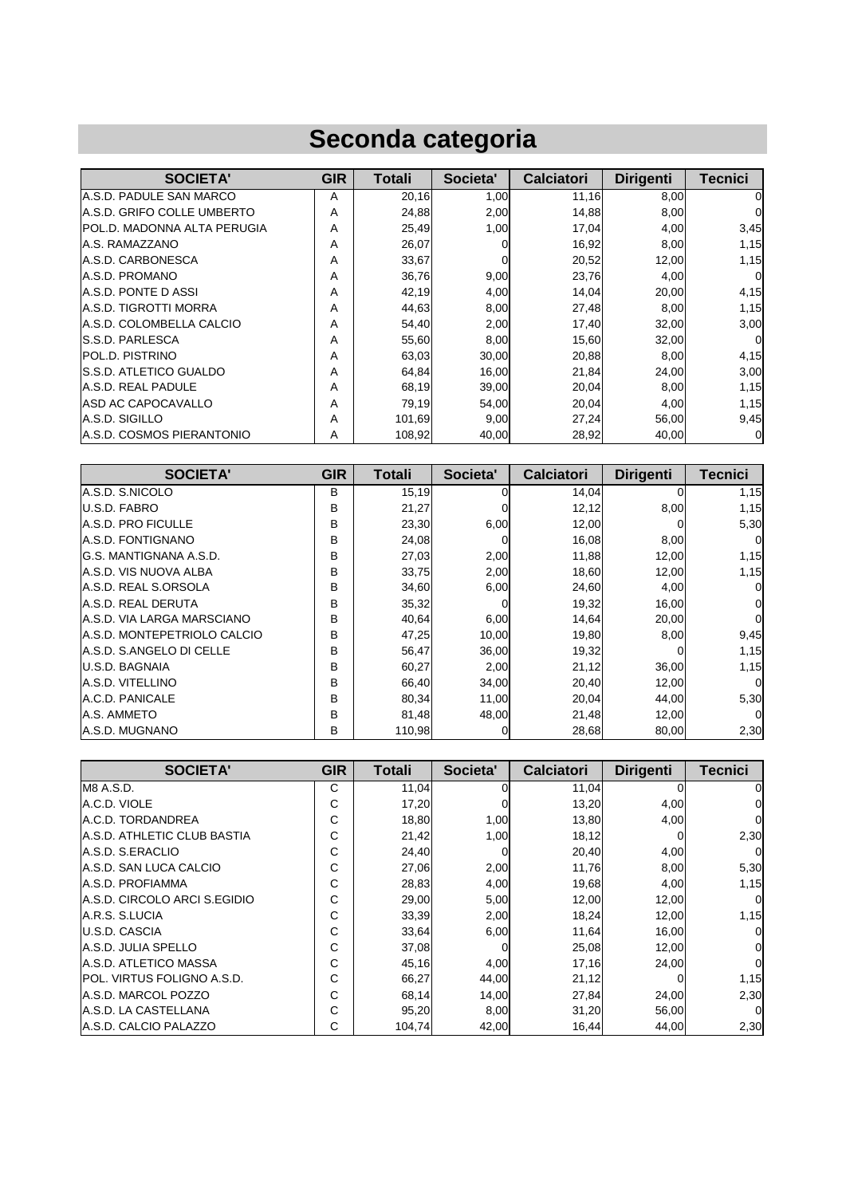# Seconda categoria

| SOCIETA' | GIR | Totali | Societa' | Calciatori | Dirigenti | Tecnici |
|---|---|---|---|---|---|---|
| A.S.D. PADULE SAN MARCO | A | 20,16 | 1,00 | 11,16 | 8,00 | 0 |
| A.S.D. GRIFO COLLE UMBERTO | A | 24,88 | 2,00 | 14,88 | 8,00 | 0 |
| POL.D. MADONNA ALTA PERUGIA | A | 25,49 | 1,00 | 17,04 | 4,00 | 3,45 |
| A.S. RAMAZZANO | A | 26,07 | 0 | 16,92 | 8,00 | 1,15 |
| A.S.D. CARBONESCA | A | 33,67 | 0 | 20,52 | 12,00 | 1,15 |
| A.S.D. PROMANO | A | 36,76 | 9,00 | 23,76 | 4,00 | 0 |
| A.S.D. PONTE D ASSI | A | 42,19 | 4,00 | 14,04 | 20,00 | 4,15 |
| A.S.D. TIGROTTI MORRA | A | 44,63 | 8,00 | 27,48 | 8,00 | 1,15 |
| A.S.D. COLOMBELLA CALCIO | A | 54,40 | 2,00 | 17,40 | 32,00 | 3,00 |
| S.S.D. PARLESCA | A | 55,60 | 8,00 | 15,60 | 32,00 | 0 |
| POL.D. PISTRINO | A | 63,03 | 30,00 | 20,88 | 8,00 | 4,15 |
| S.S.D. ATLETICO GUALDO | A | 64,84 | 16,00 | 21,84 | 24,00 | 3,00 |
| A.S.D. REAL PADULE | A | 68,19 | 39,00 | 20,04 | 8,00 | 1,15 |
| ASD AC CAPOCAVALLO | A | 79,19 | 54,00 | 20,04 | 4,00 | 1,15 |
| A.S.D. SIGILLO | A | 101,69 | 9,00 | 27,24 | 56,00 | 9,45 |
| A.S.D. COSMOS PIERANTONIO | A | 108,92 | 40,00 | 28,92 | 40,00 | 0 |

| SOCIETA' | GIR | Totali | Societa' | Calciatori | Dirigenti | Tecnici |
|---|---|---|---|---|---|---|
| A.S.D. S.NICOLO | B | 15,19 | 0 | 14,04 | 0 | 1,15 |
| U.S.D. FABRO | B | 21,27 | 0 | 12,12 | 8,00 | 1,15 |
| A.S.D. PRO FICULLE | B | 23,30 | 6,00 | 12,00 | 0 | 5,30 |
| A.S.D. FONTIGNANO | B | 24,08 | 0 | 16,08 | 8,00 | 0 |
| G.S. MANTIGNANA A.S.D. | B | 27,03 | 2,00 | 11,88 | 12,00 | 1,15 |
| A.S.D. VIS NUOVA ALBA | B | 33,75 | 2,00 | 18,60 | 12,00 | 1,15 |
| A.S.D. REAL S.ORSOLA | B | 34,60 | 6,00 | 24,60 | 4,00 | 0 |
| A.S.D. REAL DERUTA | B | 35,32 | 0 | 19,32 | 16,00 | 0 |
| A.S.D. VIA LARGA MARSCIANO | B | 40,64 | 6,00 | 14,64 | 20,00 | 0 |
| A.S.D. MONTEPETRIOLO CALCIO | B | 47,25 | 10,00 | 19,80 | 8,00 | 9,45 |
| A.S.D. S.ANGELO DI CELLE | B | 56,47 | 36,00 | 19,32 | 0 | 1,15 |
| U.S.D. BAGNAIA | B | 60,27 | 2,00 | 21,12 | 36,00 | 1,15 |
| A.S.D. VITELLINO | B | 66,40 | 34,00 | 20,40 | 12,00 | 0 |
| A.C.D. PANICALE | B | 80,34 | 11,00 | 20,04 | 44,00 | 5,30 |
| A.S. AMMETO | B | 81,48 | 48,00 | 21,48 | 12,00 | 0 |
| A.S.D. MUGNANO | B | 110,98 | 0 | 28,68 | 80,00 | 2,30 |

| SOCIETA' | GIR | Totali | Societa' | Calciatori | Dirigenti | Tecnici |
|---|---|---|---|---|---|---|
| M8 A.S.D. | C | 11,04 | 0 | 11,04 | 0 | 0 |
| A.C.D. VIOLE | C | 17,20 | 0 | 13,20 | 4,00 | 0 |
| A.C.D. TORDANDREA | C | 18,80 | 1,00 | 13,80 | 4,00 | 0 |
| A.S.D. ATHLETIC CLUB BASTIA | C | 21,42 | 1,00 | 18,12 | 0 | 2,30 |
| A.S.D. S.ERACLIO | C | 24,40 | 0 | 20,40 | 4,00 | 0 |
| A.S.D. SAN LUCA CALCIO | C | 27,06 | 2,00 | 11,76 | 8,00 | 5,30 |
| A.S.D. PROFIAMMA | C | 28,83 | 4,00 | 19,68 | 4,00 | 1,15 |
| A.S.D. CIRCOLO ARCI S.EGIDIO | C | 29,00 | 5,00 | 12,00 | 12,00 | 0 |
| A.R.S. S.LUCIA | C | 33,39 | 2,00 | 18,24 | 12,00 | 1,15 |
| U.S.D. CASCIA | C | 33,64 | 6,00 | 11,64 | 16,00 | 0 |
| A.S.D. JULIA SPELLO | C | 37,08 | 0 | 25,08 | 12,00 | 0 |
| A.S.D. ATLETICO MASSA | C | 45,16 | 4,00 | 17,16 | 24,00 | 0 |
| POL. VIRTUS FOLIGNO A.S.D. | C | 66,27 | 44,00 | 21,12 | 0 | 1,15 |
| A.S.D. MARCOL POZZO | C | 68,14 | 14,00 | 27,84 | 24,00 | 2,30 |
| A.S.D. LA CASTELLANA | C | 95,20 | 8,00 | 31,20 | 56,00 | 0 |
| A.S.D. CALCIO PALAZZO | C | 104,74 | 42,00 | 16,44 | 44,00 | 2,30 |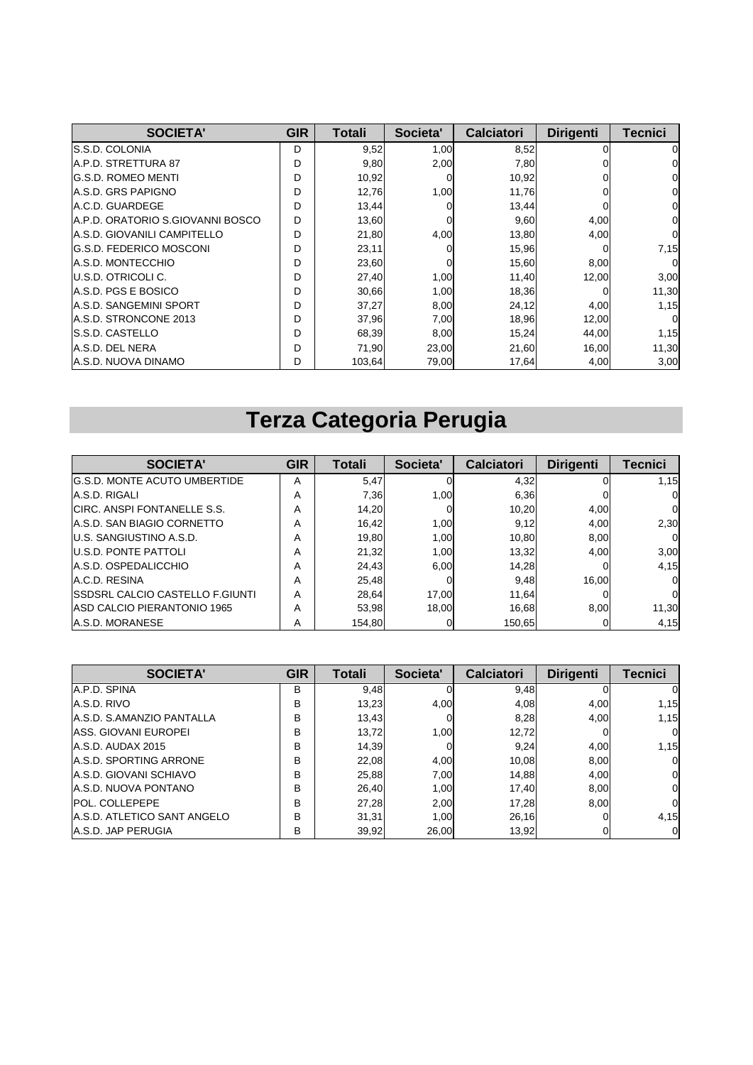| SOCIETA' | GIR | Totali | Societa' | Calciatori | Dirigenti | Tecnici |
|---|---|---|---|---|---|---|
| S.S.D. COLONIA | D | 9,52 | 1,00 | 8,52 | 0 | 0 |
| A.P.D. STRETTURA 87 | D | 9,80 | 2,00 | 7,80 | 0 | 0 |
| G.S.D. ROMEO MENTI | D | 10,92 | 0 | 10,92 | 0 | 0 |
| A.S.D. GRS PAPIGNO | D | 12,76 | 1,00 | 11,76 | 0 | 0 |
| A.C.D. GUARDEGE | D | 13,44 | 0 | 13,44 | 0 | 0 |
| A.P.D. ORATORIO S.GIOVANNI BOSCO | D | 13,60 | 0 | 9,60 | 4,00 | 0 |
| A.S.D. GIOVANILI CAMPITELLO | D | 21,80 | 4,00 | 13,80 | 4,00 | 0 |
| G.S.D. FEDERICO MOSCONI | D | 23,11 | 0 | 15,96 | 0 | 7,15 |
| A.S.D. MONTECCHIO | D | 23,60 | 0 | 15,60 | 8,00 | 0 |
| U.S.D. OTRICOLI C. | D | 27,40 | 1,00 | 11,40 | 12,00 | 3,00 |
| A.S.D. PGS E BOSICO | D | 30,66 | 1,00 | 18,36 | 0 | 11,30 |
| A.S.D. SANGEMINI SPORT | D | 37,27 | 8,00 | 24,12 | 4,00 | 1,15 |
| A.S.D. STRONCONE 2013 | D | 37,96 | 7,00 | 18,96 | 12,00 | 0 |
| S.S.D. CASTELLO | D | 68,39 | 8,00 | 15,24 | 44,00 | 1,15 |
| A.S.D. DEL NERA | D | 71,90 | 23,00 | 21,60 | 16,00 | 11,30 |
| A.S.D. NUOVA DINAMO | D | 103,64 | 79,00 | 17,64 | 4,00 | 3,00 |

# Terza Categoria Perugia

| SOCIETA' | GIR | Totali | Societa' | Calciatori | Dirigenti | Tecnici |
|---|---|---|---|---|---|---|
| G.S.D. MONTE ACUTO UMBERTIDE | A | 5,47 | 0 | 4,32 | 0 | 1,15 |
| A.S.D. RIGALI | A | 7,36 | 1,00 | 6,36 | 0 | 0 |
| CIRC. ANSPI FONTANELLE S.S. | A | 14,20 | 0 | 10,20 | 4,00 | 0 |
| A.S.D. SAN BIAGIO CORNETTO | A | 16,42 | 1,00 | 9,12 | 4,00 | 2,30 |
| U.S. SANGIUSTINO A.S.D. | A | 19,80 | 1,00 | 10,80 | 8,00 | 0 |
| U.S.D. PONTE PATTOLI | A | 21,32 | 1,00 | 13,32 | 4,00 | 3,00 |
| A.S.D. OSPEDALICCHIO | A | 24,43 | 6,00 | 14,28 | 0 | 4,15 |
| A.C.D. RESINA | A | 25,48 | 0 | 9,48 | 16,00 | 0 |
| SSDSRL CALCIO CASTELLO F.GIUNTI | A | 28,64 | 17,00 | 11,64 | 0 | 0 |
| ASD CALCIO PIERANTONIO 1965 | A | 53,98 | 18,00 | 16,68 | 8,00 | 11,30 |
| A.S.D. MORANESE | A | 154,80 | 0 | 150,65 | 0 | 4,15 |

| SOCIETA' | GIR | Totali | Societa' | Calciatori | Dirigenti | Tecnici |
|---|---|---|---|---|---|---|
| A.P.D. SPINA | B | 9,48 | 0 | 9,48 | 0 | 0 |
| A.S.D. RIVO | B | 13,23 | 4,00 | 4,08 | 4,00 | 1,15 |
| A.S.D. S.AMANZIO PANTALLA | B | 13,43 | 0 | 8,28 | 4,00 | 1,15 |
| ASS. GIOVANI EUROPEI | B | 13,72 | 1,00 | 12,72 | 0 | 0 |
| A.S.D. AUDAX 2015 | B | 14,39 | 0 | 9,24 | 4,00 | 1,15 |
| A.S.D. SPORTING ARRONE | B | 22,08 | 4,00 | 10,08 | 8,00 | 0 |
| A.S.D. GIOVANI SCHIAVO | B | 25,88 | 7,00 | 14,88 | 4,00 | 0 |
| A.S.D. NUOVA PONTANO | B | 26,40 | 1,00 | 17,40 | 8,00 | 0 |
| POL. COLLEPEPE | B | 27,28 | 2,00 | 17,28 | 8,00 | 0 |
| A.S.D. ATLETICO SANT ANGELO | B | 31,31 | 1,00 | 26,16 | 0 | 4,15 |
| A.S.D. JAP PERUGIA | B | 39,92 | 26,00 | 13,92 | 0 | 0 |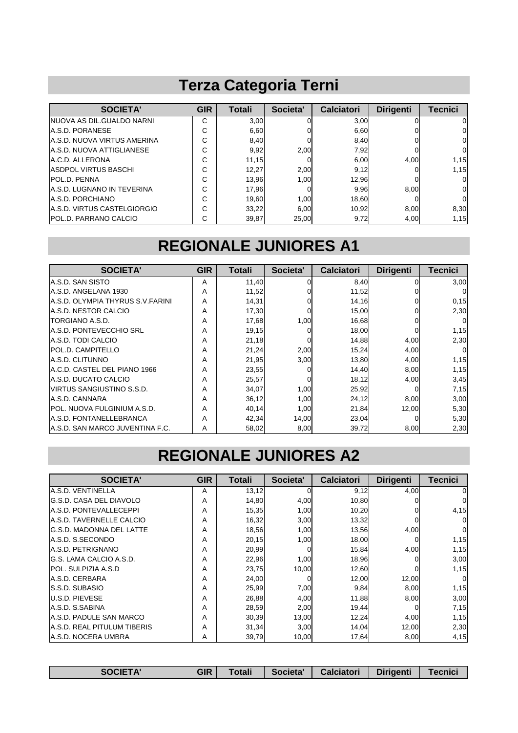# Terza Categoria Terni

| SOCIETA' | GIR | Totali | Societa' | Calciatori | Dirigenti | Tecnici |
|---|---|---|---|---|---|---|
| NUOVA AS DIL.GUALDO NARNI | C | 3,00 | 0 | 3,00 | 0 | 0 |
| A.S.D. PORANESE | C | 6,60 | 0 | 6,60 | 0 | 0 |
| A.S.D. NUOVA VIRTUS AMERINA | C | 8,40 | 0 | 8,40 | 0 | 0 |
| A.S.D. NUOVA ATTIGLIANESE | C | 9,92 | 2,00 | 7,92 | 0 | 0 |
| A.C.D. ALLERONA | C | 11,15 | 0 | 6,00 | 4,00 | 1,15 |
| ASDPOL VIRTUS BASCHI | C | 12,27 | 2,00 | 9,12 | 0 | 1,15 |
| POL.D. PENNA | C | 13,96 | 1,00 | 12,96 | 0 | 0 |
| A.S.D. LUGNANO IN TEVERINA | C | 17,96 | 0 | 9,96 | 8,00 | 0 |
| A.S.D. PORCHIANO | C | 19,60 | 1,00 | 18,60 | 0 | 0 |
| A.S.D. VIRTUS CASTELGIORGIO | C | 33,22 | 6,00 | 10,92 | 8,00 | 8,30 |
| POL.D. PARRANO CALCIO | C | 39,87 | 25,00 | 9,72 | 4,00 | 1,15 |

# REGIONALE JUNIORES A1

| SOCIETA' | GIR | Totali | Societa' | Calciatori | Dirigenti | Tecnici |
|---|---|---|---|---|---|---|
| A.S.D. SAN SISTO | A | 11,40 | 0 | 8,40 | 0 | 3,00 |
| A.S.D. ANGELANA 1930 | A | 11,52 | 0 | 11,52 | 0 | 0 |
| A.S.D. OLYMPIA THYRUS S.V.FARINI | A | 14,31 | 0 | 14,16 | 0 | 0,15 |
| A.S.D. NESTOR CALCIO | A | 17,30 | 0 | 15,00 | 0 | 2,30 |
| TORGIANO A.S.D. | A | 17,68 | 1,00 | 16,68 | 0 | 0 |
| A.S.D. PONTEVECCHIO SRL | A | 19,15 | 0 | 18,00 | 0 | 1,15 |
| A.S.D. TODI CALCIO | A | 21,18 | 0 | 14,88 | 4,00 | 2,30 |
| POL.D. CAMPITELLO | A | 21,24 | 2,00 | 15,24 | 4,00 | 0 |
| A.S.D. CLITUNNO | A | 21,95 | 3,00 | 13,80 | 4,00 | 1,15 |
| A.C.D. CASTEL DEL PIANO 1966 | A | 23,55 | 0 | 14,40 | 8,00 | 1,15 |
| A.S.D. DUCATO CALCIO | A | 25,57 | 0 | 18,12 | 4,00 | 3,45 |
| VIRTUS SANGIUSTINO S.S.D. | A | 34,07 | 1,00 | 25,92 | 0 | 7,15 |
| A.S.D. CANNARA | A | 36,12 | 1,00 | 24,12 | 8,00 | 3,00 |
| POL. NUOVA FULGINIUM A.S.D. | A | 40,14 | 1,00 | 21,84 | 12,00 | 5,30 |
| A.S.D. FONTANELLEBRANCA | A | 42,34 | 14,00 | 23,04 | 0 | 5,30 |
| A.S.D. SAN MARCO JUVENTINA F.C. | A | 58,02 | 8,00 | 39,72 | 8,00 | 2,30 |

# REGIONALE JUNIORES A2

| SOCIETA' | GIR | Totali | Societa' | Calciatori | Dirigenti | Tecnici |
|---|---|---|---|---|---|---|
| A.S.D. VENTINELLA | A | 13,12 | 0 | 9,12 | 4,00 | 0 |
| G.S.D. CASA DEL DIAVOLO | A | 14,80 | 4,00 | 10,80 | 0 | 0 |
| A.S.D. PONTEVALLECEPPI | A | 15,35 | 1,00 | 10,20 | 0 | 4,15 |
| A.S.D. TAVERNELLE CALCIO | A | 16,32 | 3,00 | 13,32 | 0 | 0 |
| G.S.D. MADONNA DEL LATTE | A | 18,56 | 1,00 | 13,56 | 4,00 | 0 |
| A.S.D. S.SECONDO | A | 20,15 | 1,00 | 18,00 | 0 | 1,15 |
| A.S.D. PETRIGNANO | A | 20,99 | 0 | 15,84 | 4,00 | 1,15 |
| G.S. LAMA CALCIO A.S.D. | A | 22,96 | 1,00 | 18,96 | 0 | 3,00 |
| POL. SULPIZIA A.S.D | A | 23,75 | 10,00 | 12,60 | 0 | 1,15 |
| A.S.D. CERBARA | A | 24,00 | 0 | 12,00 | 12,00 | 0 |
| S.S.D. SUBASIO | A | 25,99 | 7,00 | 9,84 | 8,00 | 1,15 |
| U.S.D. PIEVESE | A | 26,88 | 4,00 | 11,88 | 8,00 | 3,00 |
| A.S.D. S.SABINA | A | 28,59 | 2,00 | 19,44 | 0 | 7,15 |
| A.S.D. PADULE SAN MARCO | A | 30,39 | 13,00 | 12,24 | 4,00 | 1,15 |
| A.S.D. REAL PITULUM TIBERIS | A | 31,34 | 3,00 | 14,04 | 12,00 | 2,30 |
| A.S.D. NOCERA UMBRA | A | 39,79 | 10,00 | 17,64 | 8,00 | 4,15 |

| SOCIETA' | GIR | Totali | Societa' | Calciatori | Dirigenti | Tecnici |
|---|---|---|---|---|---|---|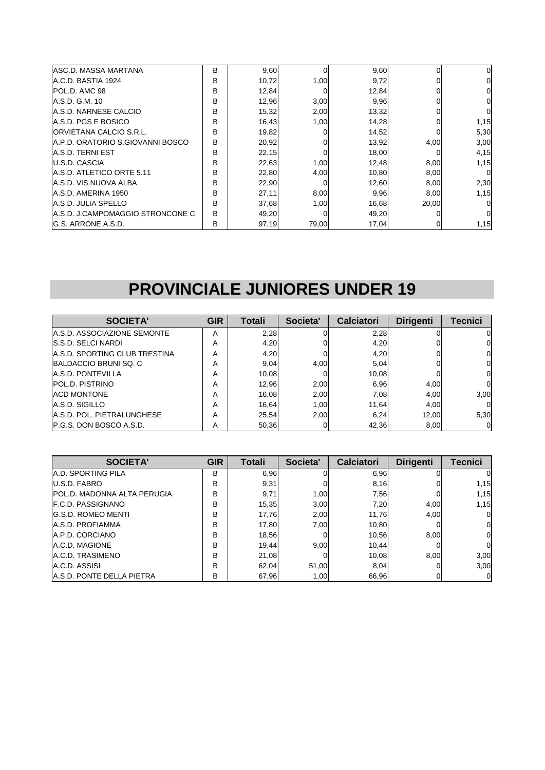| | | | | | | |
|---|---|---|---|---|---|---|
| ASC.D. MASSA MARTANA | B | 9,60 | 0 | 9,60 | 0 | 0 |
| A.C.D. BASTIA 1924 | B | 10,72 | 1,00 | 9,72 | 0 | 0 |
| POL.D. AMC 98 | B | 12,84 | 0 | 12,84 | 0 | 0 |
| A.S.D. G.M. 10 | B | 12,96 | 3,00 | 9,96 | 0 | 0 |
| A.S.D. NARNESE CALCIO | B | 15,32 | 2,00 | 13,32 | 0 | 0 |
| A.S.D. PGS E BOSICO | B | 16,43 | 1,00 | 14,28 | 0 | 1,15 |
| ORVIETANA CALCIO S.R.L. | B | 19,82 | 0 | 14,52 | 0 | 5,30 |
| A.P.D. ORATORIO S.GIOVANNI BOSCO | B | 20,92 | 0 | 13,92 | 4,00 | 3,00 |
| A.S.D. TERNI EST | B | 22,15 | 0 | 18,00 | 0 | 4,15 |
| U.S.D. CASCIA | B | 22,63 | 1,00 | 12,48 | 8,00 | 1,15 |
| A.S.D. ATLETICO ORTE 5.11 | B | 22,80 | 4,00 | 10,80 | 8,00 | 0 |
| A.S.D. VIS NUOVA ALBA | B | 22,90 | 0 | 12,60 | 8,00 | 2,30 |
| A.S.D. AMERINA 1950 | B | 27,11 | 8,00 | 9,96 | 8,00 | 1,15 |
| A.S.D. JULIA SPELLO | B | 37,68 | 1,00 | 16,68 | 20,00 | 0 |
| A.S.D. J.CAMPOMAGGIO STRONCONE C | B | 49,20 | 0 | 49,20 | 0 | 0 |
| G.S. ARRONE A.S.D. | B | 97,19 | 79,00 | 17,04 | 0 | 1,15 |

# PROVINCIALE JUNIORES UNDER 19

| SOCIETA' | GIR | Totali | Societa' | Calciatori | Dirigenti | Tecnici |
|---|---|---|---|---|---|---|
| A.S.D. ASSOCIAZIONE SEMONTE | A | 2,28 | 0 | 2,28 | 0 | 0 |
| S.S.D. SELCI NARDI | A | 4,20 | 0 | 4,20 | 0 | 0 |
| A.S.D. SPORTING CLUB TRESTINA | A | 4,20 | 0 | 4,20 | 0 | 0 |
| BALDACCIO BRUNI SQ. C | A | 9,04 | 4,00 | 5,04 | 0 | 0 |
| A.S.D. PONTEVILLA | A | 10,08 | 0 | 10,08 | 0 | 0 |
| POL.D. PISTRINO | A | 12,96 | 2,00 | 6,96 | 4,00 | 0 |
| ACD MONTONE | A | 16,08 | 2,00 | 7,08 | 4,00 | 3,00 |
| A.S.D. SIGILLO | A | 16,64 | 1,00 | 11,64 | 4,00 | 0 |
| A.S.D. POL. PIETRALUNGHESE | A | 25,54 | 2,00 | 6,24 | 12,00 | 5,30 |
| P.G.S. DON BOSCO A.S.D. | A | 50,36 | 0 | 42,36 | 8,00 | 0 |

| SOCIETA' | GIR | Totali | Societa' | Calciatori | Dirigenti | Tecnici |
|---|---|---|---|---|---|---|
| A.D. SPORTING PILA | B | 6,96 | 0 | 6,96 | 0 | 0 |
| U.S.D. FABRO | B | 9,31 | 0 | 8,16 | 0 | 1,15 |
| POL.D. MADONNA ALTA PERUGIA | B | 9,71 | 1,00 | 7,56 | 0 | 1,15 |
| F.C.D. PASSIGNANO | B | 15,35 | 3,00 | 7,20 | 4,00 | 1,15 |
| G.S.D. ROMEO MENTI | B | 17,76 | 2,00 | 11,76 | 4,00 | 0 |
| A.S.D. PROFIAMMA | B | 17,80 | 7,00 | 10,80 | 0 | 0 |
| A.P.D. CORCIANO | B | 18,56 | 0 | 10,56 | 8,00 | 0 |
| A.C.D. MAGIONE | B | 19,44 | 9,00 | 10,44 | 0 | 0 |
| A.C.D. TRASIMENO | B | 21,08 | 0 | 10,08 | 8,00 | 3,00 |
| A.C.D. ASSISI | B | 62,04 | 51,00 | 8,04 | 0 | 3,00 |
| A.S.D. PONTE DELLA PIETRA | B | 67,96 | 1,00 | 66,96 | 0 | 0 |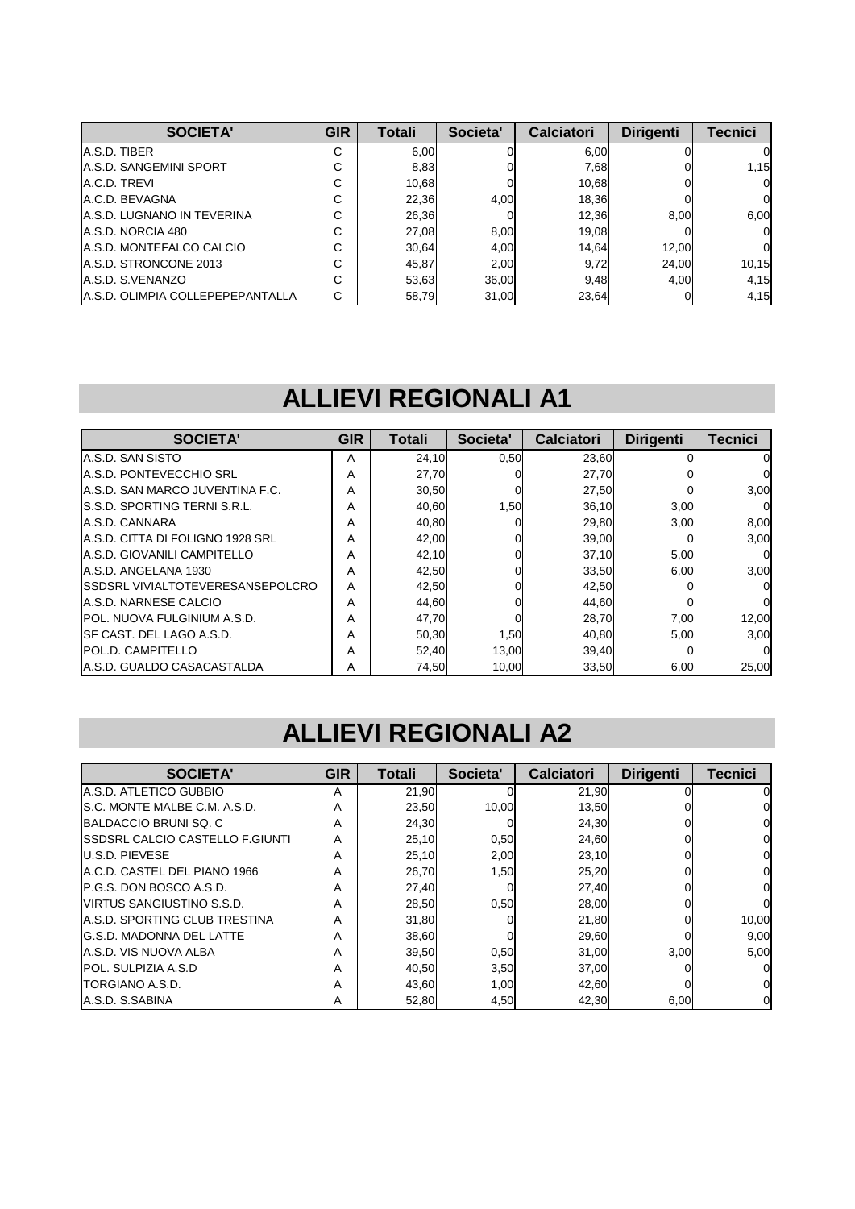| SOCIETA' | GIR | Totali | Societa' | Calciatori | Dirigenti | Tecnici |
|---|---|---|---|---|---|---|
| A.S.D. TIBER | C | 6,00 | 0 | 6,00 | 0 | 0 |
| A.S.D. SANGEMINI SPORT | C | 8,83 | 0 | 7,68 | 0 | 1,15 |
| A.C.D. TREVI | C | 10,68 | 0 | 10,68 | 0 | 0 |
| A.C.D. BEVAGNA | C | 22,36 | 4,00 | 18,36 | 0 | 0 |
| A.S.D. LUGNANO IN TEVERINA | C | 26,36 | 0 | 12,36 | 8,00 | 6,00 |
| A.S.D. NORCIA 480 | C | 27,08 | 8,00 | 19,08 | 0 | 0 |
| A.S.D. MONTEFALCO CALCIO | C | 30,64 | 4,00 | 14,64 | 12,00 | 0 |
| A.S.D. STRONCONE 2013 | C | 45,87 | 2,00 | 9,72 | 24,00 | 10,15 |
| A.S.D. S.VENANZO | C | 53,63 | 36,00 | 9,48 | 4,00 | 4,15 |
| A.S.D. OLIMPIA COLLEPEPEPANTALLA | C | 58,79 | 31,00 | 23,64 | 0 | 4,15 |

# ALLIEVI REGIONALI A1

| SOCIETA' | GIR | Totali | Societa' | Calciatori | Dirigenti | Tecnici |
|---|---|---|---|---|---|---|
| A.S.D. SAN SISTO | A | 24,10 | 0,50 | 23,60 | 0 | 0 |
| A.S.D. PONTEVECCHIO SRL | A | 27,70 | 0 | 27,70 | 0 | 0 |
| A.S.D. SAN MARCO JUVENTINA F.C. | A | 30,50 | 0 | 27,50 | 0 | 3,00 |
| S.S.D. SPORTING TERNI S.R.L. | A | 40,60 | 1,50 | 36,10 | 3,00 | 0 |
| A.S.D. CANNARA | A | 40,80 | 0 | 29,80 | 3,00 | 8,00 |
| A.S.D. CITTA DI FOLIGNO 1928 SRL | A | 42,00 | 0 | 39,00 | 0 | 3,00 |
| A.S.D. GIOVANILI CAMPITELLO | A | 42,10 | 0 | 37,10 | 5,00 | 0 |
| A.S.D. ANGELANA 1930 | A | 42,50 | 0 | 33,50 | 6,00 | 3,00 |
| SSDSRL VIVIALTOTEVERESANSEPOLCRO | A | 42,50 | 0 | 42,50 | 0 | 0 |
| A.S.D. NARNESE CALCIO | A | 44,60 | 0 | 44,60 | 0 | 0 |
| POL. NUOVA FULGINIUM A.S.D. | A | 47,70 | 0 | 28,70 | 7,00 | 12,00 |
| SF CAST. DEL LAGO A.S.D. | A | 50,30 | 1,50 | 40,80 | 5,00 | 3,00 |
| POL.D. CAMPITELLO | A | 52,40 | 13,00 | 39,40 | 0 | 0 |
| A.S.D. GUALDO CASACASTALDA | A | 74,50 | 10,00 | 33,50 | 6,00 | 25,00 |

# ALLIEVI REGIONALI A2

| SOCIETA' | GIR | Totali | Societa' | Calciatori | Dirigenti | Tecnici |
|---|---|---|---|---|---|---|
| A.S.D. ATLETICO GUBBIO | A | 21,90 | 0 | 21,90 | 0 | 0 |
| S.C. MONTE MALBE C.M. A.S.D. | A | 23,50 | 10,00 | 13,50 | 0 | 0 |
| BALDACCIO BRUNI SQ. C | A | 24,30 | 0 | 24,30 | 0 | 0 |
| SSDSRL CALCIO CASTELLO F.GIUNTI | A | 25,10 | 0,50 | 24,60 | 0 | 0 |
| U.S.D. PIEVESE | A | 25,10 | 2,00 | 23,10 | 0 | 0 |
| A.C.D. CASTEL DEL PIANO 1966 | A | 26,70 | 1,50 | 25,20 | 0 | 0 |
| P.G.S. DON BOSCO A.S.D. | A | 27,40 | 0 | 27,40 | 0 | 0 |
| VIRTUS SANGIUSTINO S.S.D. | A | 28,50 | 0,50 | 28,00 | 0 | 0 |
| A.S.D. SPORTING CLUB TRESTINA | A | 31,80 | 0 | 21,80 | 0 | 10,00 |
| G.S.D. MADONNA DEL LATTE | A | 38,60 | 0 | 29,60 | 0 | 9,00 |
| A.S.D. VIS NUOVA ALBA | A | 39,50 | 0,50 | 31,00 | 3,00 | 5,00 |
| POL. SULPIZIA A.S.D | A | 40,50 | 3,50 | 37,00 | 0 | 0 |
| TORGIANO A.S.D. | A | 43,60 | 1,00 | 42,60 | 0 | 0 |
| A.S.D. S.SABINA | A | 52,80 | 4,50 | 42,30 | 6,00 | 0 |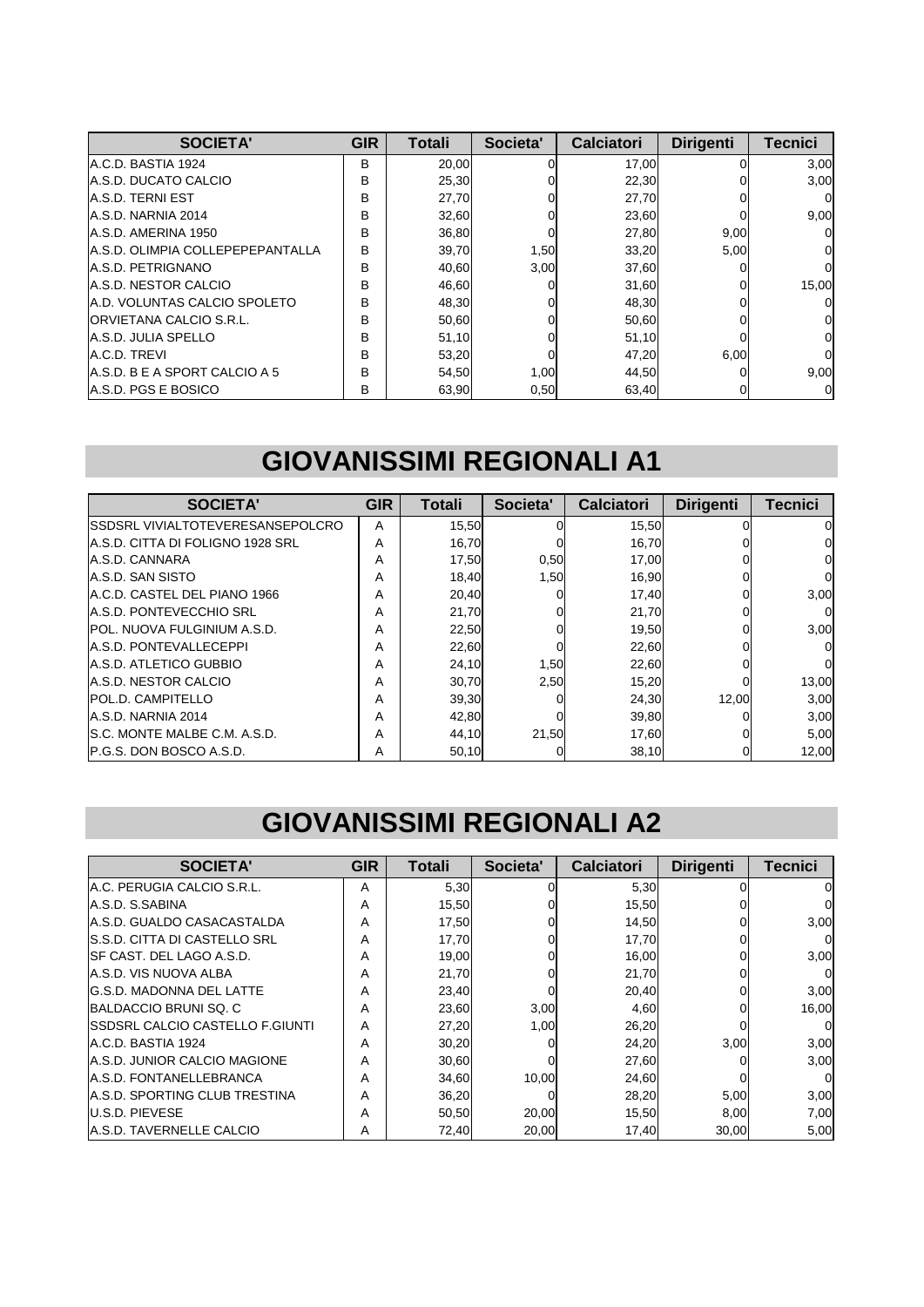| SOCIETA' | GIR | Totali | Societa' | Calciatori | Dirigenti | Tecnici |
|---|---|---|---|---|---|---|
| A.C.D. BASTIA 1924 | B | 20,00 | 0 | 17,00 | 0 | 3,00 |
| A.S.D. DUCATO CALCIO | B | 25,30 | 0 | 22,30 | 0 | 3,00 |
| A.S.D. TERNI EST | B | 27,70 | 0 | 27,70 | 0 | 0 |
| A.S.D. NARNIA 2014 | B | 32,60 | 0 | 23,60 | 0 | 9,00 |
| A.S.D. AMERINA 1950 | B | 36,80 | 0 | 27,80 | 9,00 | 0 |
| A.S.D. OLIMPIA COLLEPEPEPANTALLA | B | 39,70 | 1,50 | 33,20 | 5,00 | 0 |
| A.S.D. PETRIGNANO | B | 40,60 | 3,00 | 37,60 | 0 | 0 |
| A.S.D. NESTOR CALCIO | B | 46,60 | 0 | 31,60 | 0 | 15,00 |
| A.D. VOLUNTAS CALCIO SPOLETO | B | 48,30 | 0 | 48,30 | 0 | 0 |
| ORVIETANA CALCIO S.R.L. | B | 50,60 | 0 | 50,60 | 0 | 0 |
| A.S.D. JULIA SPELLO | B | 51,10 | 0 | 51,10 | 0 | 0 |
| A.C.D. TREVI | B | 53,20 | 0 | 47,20 | 6,00 | 0 |
| A.S.D. B E A SPORT CALCIO A 5 | B | 54,50 | 1,00 | 44,50 | 0 | 9,00 |
| A.S.D. PGS E BOSICO | B | 63,90 | 0,50 | 63,40 | 0 | 0 |

# GIOVANISSIMI REGIONALI A1

| SOCIETA' | GIR | Totali | Societa' | Calciatori | Dirigenti | Tecnici |
|---|---|---|---|---|---|---|
| SSDSRL VIVIALTOTEVERESANSEPOLCRO | A | 15,50 | 0 | 15,50 | 0 | 0 |
| A.S.D. CITTA DI FOLIGNO 1928 SRL | A | 16,70 | 0 | 16,70 | 0 | 0 |
| A.S.D. CANNARA | A | 17,50 | 0,50 | 17,00 | 0 | 0 |
| A.S.D. SAN SISTO | A | 18,40 | 1,50 | 16,90 | 0 | 0 |
| A.C.D. CASTEL DEL PIANO 1966 | A | 20,40 | 0 | 17,40 | 0 | 3,00 |
| A.S.D. PONTEVECCHIO SRL | A | 21,70 | 0 | 21,70 | 0 | 0 |
| POL. NUOVA FULGINIUM A.S.D. | A | 22,50 | 0 | 19,50 | 0 | 3,00 |
| A.S.D. PONTEVALLECEPPI | A | 22,60 | 0 | 22,60 | 0 | 0 |
| A.S.D. ATLETICO GUBBIO | A | 24,10 | 1,50 | 22,60 | 0 | 0 |
| A.S.D. NESTOR CALCIO | A | 30,70 | 2,50 | 15,20 | 0 | 13,00 |
| POL.D. CAMPITELLO | A | 39,30 | 0 | 24,30 | 12,00 | 3,00 |
| A.S.D. NARNIA 2014 | A | 42,80 | 0 | 39,80 | 0 | 3,00 |
| S.C. MONTE MALBE C.M. A.S.D. | A | 44,10 | 21,50 | 17,60 | 0 | 5,00 |
| P.G.S. DON BOSCO A.S.D. | A | 50,10 | 0 | 38,10 | 0 | 12,00 |

# GIOVANISSIMI REGIONALI A2

| SOCIETA' | GIR | Totali | Societa' | Calciatori | Dirigenti | Tecnici |
|---|---|---|---|---|---|---|
| A.C. PERUGIA CALCIO S.R.L. | A | 5,30 | 0 | 5,30 | 0 | 0 |
| A.S.D. S.SABINA | A | 15,50 | 0 | 15,50 | 0 | 0 |
| A.S.D. GUALDO CASACASTALDA | A | 17,50 | 0 | 14,50 | 0 | 3,00 |
| S.S.D. CITTA DI CASTELLO SRL | A | 17,70 | 0 | 17,70 | 0 | 0 |
| SF CAST. DEL LAGO A.S.D. | A | 19,00 | 0 | 16,00 | 0 | 3,00 |
| A.S.D. VIS NUOVA ALBA | A | 21,70 | 0 | 21,70 | 0 | 0 |
| G.S.D. MADONNA DEL LATTE | A | 23,40 | 0 | 20,40 | 0 | 3,00 |
| BALDACCIO BRUNI SQ. C | A | 23,60 | 3,00 | 4,60 | 0 | 16,00 |
| SSDSRL CALCIO CASTELLO F.GIUNTI | A | 27,20 | 1,00 | 26,20 | 0 | 0 |
| A.C.D. BASTIA 1924 | A | 30,20 | 0 | 24,20 | 3,00 | 3,00 |
| A.S.D. JUNIOR CALCIO MAGIONE | A | 30,60 | 0 | 27,60 | 0 | 3,00 |
| A.S.D. FONTANELLEBRANCA | A | 34,60 | 10,00 | 24,60 | 0 | 0 |
| A.S.D. SPORTING CLUB TRESTINA | A | 36,20 | 0 | 28,20 | 5,00 | 3,00 |
| U.S.D. PIEVESE | A | 50,50 | 20,00 | 15,50 | 8,00 | 7,00 |
| A.S.D. TAVERNELLE CALCIO | A | 72,40 | 20,00 | 17,40 | 30,00 | 5,00 |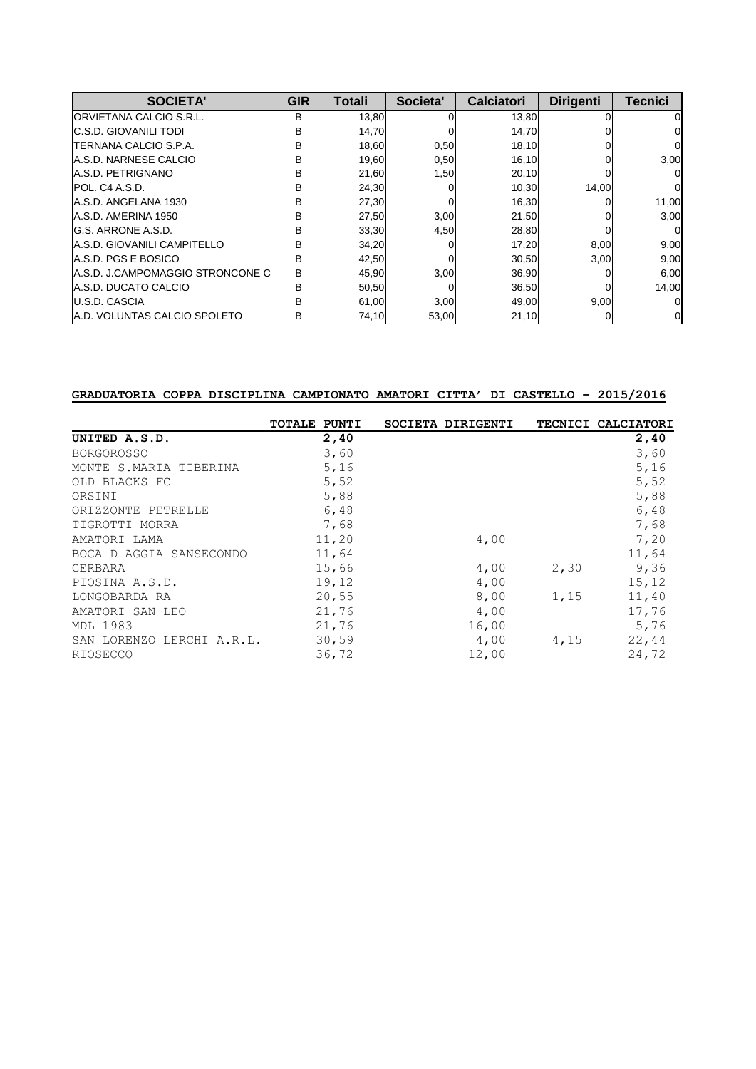| SOCIETA' | GIR | Totali | Societa' | Calciatori | Dirigenti | Tecnici |
|---|---|---|---|---|---|---|
| ORVIETANA CALCIO S.R.L. | B | 13,80 | 0 | 13,80 | 0 | 0 |
| C.S.D. GIOVANILI TODI | B | 14,70 | 0 | 14,70 | 0 | 0 |
| TERNANA CALCIO S.P.A. | B | 18,60 | 0,50 | 18,10 | 0 | 0 |
| A.S.D. NARNESE CALCIO | B | 19,60 | 0,50 | 16,10 | 0 | 3,00 |
| A.S.D. PETRIGNANO | B | 21,60 | 1,50 | 20,10 | 0 | 0 |
| POL. C4 A.S.D. | B | 24,30 | 0 | 10,30 | 14,00 | 0 |
| A.S.D. ANGELANA 1930 | B | 27,30 | 0 | 16,30 | 0 | 11,00 |
| A.S.D. AMERINA 1950 | B | 27,50 | 3,00 | 21,50 | 0 | 3,00 |
| G.S. ARRONE A.S.D. | B | 33,30 | 4,50 | 28,80 | 0 | 0 |
| A.S.D. GIOVANILI CAMPITELLO | B | 34,20 | 0 | 17,20 | 8,00 | 9,00 |
| A.S.D. PGS E BOSICO | B | 42,50 | 0 | 30,50 | 3,00 | 9,00 |
| A.S.D. J.CAMPOMAGGIO STRONCONE C | B | 45,90 | 3,00 | 36,90 | 0 | 6,00 |
| A.S.D. DUCATO CALCIO | B | 50,50 | 0 | 36,50 | 0 | 14,00 |
| U.S.D. CASCIA | B | 61,00 | 3,00 | 49,00 | 9,00 | 0 |
| A.D. VOLUNTAS CALCIO SPOLETO | B | 74,10 | 53,00 | 21,10 | 0 | 0 |

**GRADUATORIA COPPA DISCIPLINA CAMPIONATO AMATORI CITTA' DI CASTELLO – 2015/2016**

| | TOTALE PUNTI | SOCIETA | DIRIGENTI | TECNICI | CALCIATORI |
|---|---|---|---|---|---|
| **UNITED A.S.D.** | **2,40** | | | | **2,40** |
| BORGOROSSO | 3,60 | | | | 3,60 |
| MONTE S.MARIA TIBERINA | 5,16 | | | | 5,16 |
| OLD BLACKS FC | 5,52 | | | | 5,52 |
| ORSINI | 5,88 | | | | 5,88 |
| ORIZZONTE PETRELLE | 6,48 | | | | 6,48 |
| TIGROTTI MORRA | 7,68 | | | | 7,68 |
| AMATORI LAMA | 11,20 | | 4,00 | | 7,20 |
| BOCA D AGGIA SANSECONDO | 11,64 | | | | 11,64 |
| CERBARA | 15,66 | | 4,00 | 2,30 | 9,36 |
| PIOSINA A.S.D. | 19,12 | | 4,00 | | 15,12 |
| LONGOBARDA RA | 20,55 | | 8,00 | 1,15 | 11,40 |
| AMATORI SAN LEO | 21,76 | | 4,00 | | 17,76 |
| MDL 1983 | 21,76 | | 16,00 | | 5,76 |
| SAN LORENZO LERCHI A.R.L. | 30,59 | | 4,00 | 4,15 | 22,44 |
| RIOSECCO | 36,72 | | 12,00 | | 24,72 |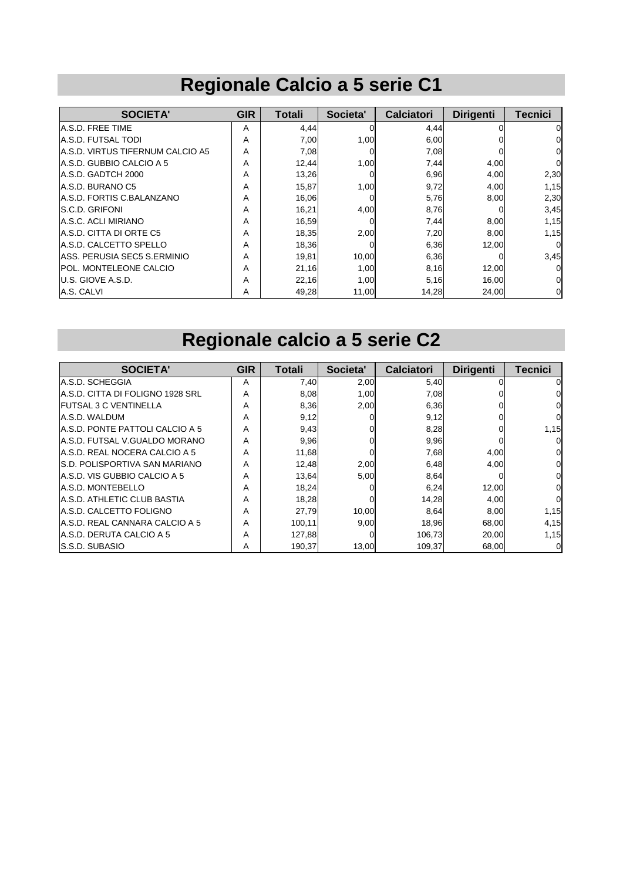# Regionale Calcio a 5 serie C1

| SOCIETA' | GIR | Totali | Societa' | Calciatori | Dirigenti | Tecnici |
|---|---|---|---|---|---|---|
| A.S.D. FREE TIME | A | 4,44 | 0 | 4,44 | 0 | 0 |
| A.S.D. FUTSAL TODI | A | 7,00 | 1,00 | 6,00 | 0 | 0 |
| A.S.D. VIRTUS TIFERNUM CALCIO A5 | A | 7,08 | 0 | 7,08 | 0 | 0 |
| A.S.D. GUBBIO CALCIO A 5 | A | 12,44 | 1,00 | 7,44 | 4,00 | 0 |
| A.S.D. GADTCH 2000 | A | 13,26 | 0 | 6,96 | 4,00 | 2,30 |
| A.S.D. BURANO C5 | A | 15,87 | 1,00 | 9,72 | 4,00 | 1,15 |
| A.S.D. FORTIS C.BALANZANO | A | 16,06 | 0 | 5,76 | 8,00 | 2,30 |
| S.C.D. GRIFONI | A | 16,21 | 4,00 | 8,76 | 0 | 3,45 |
| A.S.C. ACLI MIRIANO | A | 16,59 | 0 | 7,44 | 8,00 | 1,15 |
| A.S.D. CITTA DI ORTE C5 | A | 18,35 | 2,00 | 7,20 | 8,00 | 1,15 |
| A.S.D. CALCETTO SPELLO | A | 18,36 | 0 | 6,36 | 12,00 | 0 |
| ASS. PERUSIA SEC5 S.ERMINIO | A | 19,81 | 10,00 | 6,36 | 0 | 3,45 |
| POL. MONTELEONE CALCIO | A | 21,16 | 1,00 | 8,16 | 12,00 | 0 |
| U.S. GIOVE A.S.D. | A | 22,16 | 1,00 | 5,16 | 16,00 | 0 |
| A.S. CALVI | A | 49,28 | 11,00 | 14,28 | 24,00 | 0 |

# Regionale calcio a 5 serie C2

| SOCIETA' | GIR | Totali | Societa' | Calciatori | Dirigenti | Tecnici |
|---|---|---|---|---|---|---|
| A.S.D. SCHEGGIA | A | 7,40 | 2,00 | 5,40 | 0 | 0 |
| A.S.D. CITTA DI FOLIGNO 1928 SRL | A | 8,08 | 1,00 | 7,08 | 0 | 0 |
| FUTSAL 3 C VENTINELLA | A | 8,36 | 2,00 | 6,36 | 0 | 0 |
| A.S.D. WALDUM | A | 9,12 | 0 | 9,12 | 0 | 0 |
| A.S.D. PONTE PATTOLI CALCIO A 5 | A | 9,43 | 0 | 8,28 | 0 | 1,15 |
| A.S.D. FUTSAL V.GUALDO MORANO | A | 9,96 | 0 | 9,96 | 0 | 0 |
| A.S.D. REAL NOCERA CALCIO A 5 | A | 11,68 | 0 | 7,68 | 4,00 | 0 |
| S.D. POLISPORTIVA SAN MARIANO | A | 12,48 | 2,00 | 6,48 | 4,00 | 0 |
| A.S.D. VIS GUBBIO CALCIO A 5 | A | 13,64 | 5,00 | 8,64 | 0 | 0 |
| A.S.D. MONTEBELLO | A | 18,24 | 0 | 6,24 | 12,00 | 0 |
| A.S.D. ATHLETIC CLUB BASTIA | A | 18,28 | 0 | 14,28 | 4,00 | 0 |
| A.S.D. CALCETTO FOLIGNO | A | 27,79 | 10,00 | 8,64 | 8,00 | 1,15 |
| A.S.D. REAL CANNARA CALCIO A 5 | A | 100,11 | 9,00 | 18,96 | 68,00 | 4,15 |
| A.S.D. DERUTA CALCIO A 5 | A | 127,88 | 0 | 106,73 | 20,00 | 1,15 |
| S.S.D. SUBASIO | A | 190,37 | 13,00 | 109,37 | 68,00 | 0 |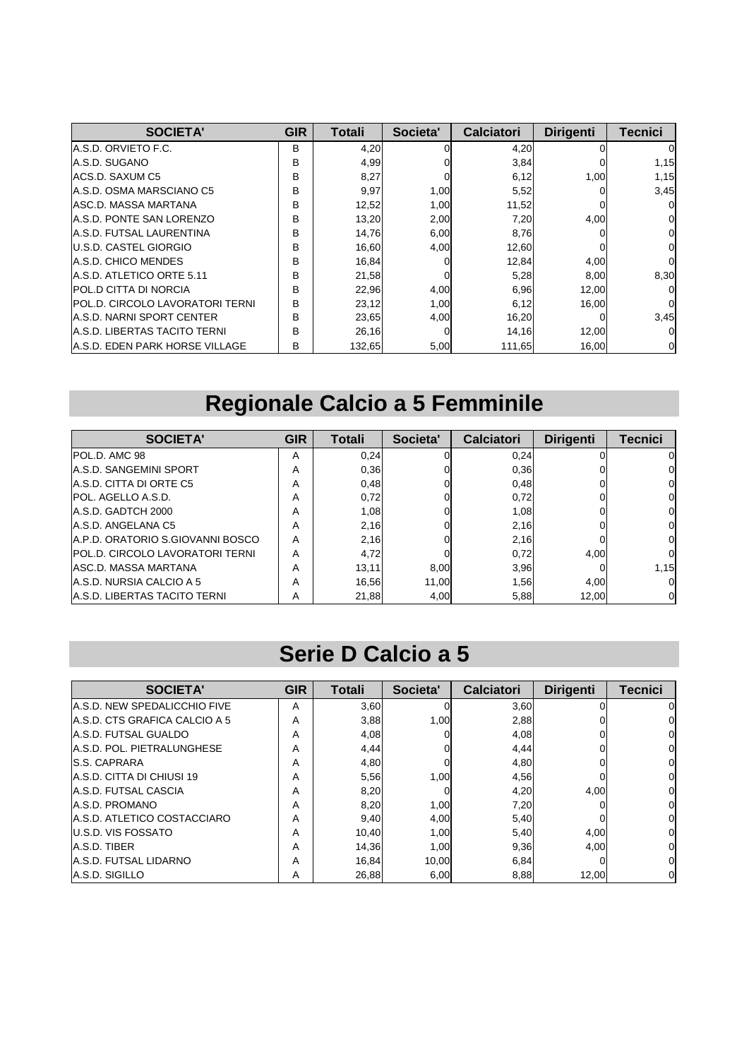| SOCIETA' | GIR | Totali | Societa' | Calciatori | Dirigenti | Tecnici |
|---|---|---|---|---|---|---|
| A.S.D. ORVIETO F.C. | B | 4,20 | 0 | 4,20 | 0 | 0 |
| A.S.D. SUGANO | B | 4,99 | 0 | 3,84 | 0 | 1,15 |
| ACS.D. SAXUM C5 | B | 8,27 | 0 | 6,12 | 1,00 | 1,15 |
| A.S.D. OSMA MARSCIANO C5 | B | 9,97 | 1,00 | 5,52 | 0 | 3,45 |
| ASC.D. MASSA MARTANA | B | 12,52 | 1,00 | 11,52 | 0 | 0 |
| A.S.D. PONTE SAN LORENZO | B | 13,20 | 2,00 | 7,20 | 4,00 | 0 |
| A.S.D. FUTSAL LAURENTINA | B | 14,76 | 6,00 | 8,76 | 0 | 0 |
| U.S.D. CASTEL GIORGIO | B | 16,60 | 4,00 | 12,60 | 0 | 0 |
| A.S.D. CHICO MENDES | B | 16,84 | 0 | 12,84 | 4,00 | 0 |
| A.S.D. ATLETICO ORTE 5.11 | B | 21,58 | 0 | 5,28 | 8,00 | 8,30 |
| POL.D CITTA DI NORCIA | B | 22,96 | 4,00 | 6,96 | 12,00 | 0 |
| POL.D. CIRCOLO LAVORATORI TERNI | B | 23,12 | 1,00 | 6,12 | 16,00 | 0 |
| A.S.D. NARNI SPORT CENTER | B | 23,65 | 4,00 | 16,20 | 0 | 3,45 |
| A.S.D. LIBERTAS TACITO TERNI | B | 26,16 | 0 | 14,16 | 12,00 | 0 |
| A.S.D. EDEN PARK HORSE VILLAGE | B | 132,65 | 5,00 | 111,65 | 16,00 | 0 |

# Regionale Calcio a 5 Femminile

| SOCIETA' | GIR | Totali | Societa' | Calciatori | Dirigenti | Tecnici |
|---|---|---|---|---|---|---|
| POL.D. AMC 98 | A | 0,24 | 0 | 0,24 | 0 | 0 |
| A.S.D. SANGEMINI SPORT | A | 0,36 | 0 | 0,36 | 0 | 0 |
| A.S.D. CITTA DI ORTE C5 | A | 0,48 | 0 | 0,48 | 0 | 0 |
| POL. AGELLO A.S.D. | A | 0,72 | 0 | 0,72 | 0 | 0 |
| A.S.D. GADTCH 2000 | A | 1,08 | 0 | 1,08 | 0 | 0 |
| A.S.D. ANGELANA C5 | A | 2,16 | 0 | 2,16 | 0 | 0 |
| A.P.D. ORATORIO S.GIOVANNI BOSCO | A | 2,16 | 0 | 2,16 | 0 | 0 |
| POL.D. CIRCOLO LAVORATORI TERNI | A | 4,72 | 0 | 0,72 | 4,00 | 0 |
| ASC.D. MASSA MARTANA | A | 13,11 | 8,00 | 3,96 | 0 | 1,15 |
| A.S.D. NURSIA CALCIO A 5 | A | 16,56 | 11,00 | 1,56 | 4,00 | 0 |
| A.S.D. LIBERTAS TACITO TERNI | A | 21,88 | 4,00 | 5,88 | 12,00 | 0 |

# Serie D Calcio a 5

| SOCIETA' | GIR | Totali | Societa' | Calciatori | Dirigenti | Tecnici |
|---|---|---|---|---|---|---|
| A.S.D. NEW SPEDALICCHIO FIVE | A | 3,60 | 0 | 3,60 | 0 | 0 |
| A.S.D. CTS GRAFICA CALCIO A 5 | A | 3,88 | 1,00 | 2,88 | 0 | 0 |
| A.S.D. FUTSAL GUALDO | A | 4,08 | 0 | 4,08 | 0 | 0 |
| A.S.D. POL. PIETRALUNGHESE | A | 4,44 | 0 | 4,44 | 0 | 0 |
| S.S. CAPRARA | A | 4,80 | 0 | 4,80 | 0 | 0 |
| A.S.D. CITTA DI CHIUSI 19 | A | 5,56 | 1,00 | 4,56 | 0 | 0 |
| A.S.D. FUTSAL CASCIA | A | 8,20 | 0 | 4,20 | 4,00 | 0 |
| A.S.D. PROMANO | A | 8,20 | 1,00 | 7,20 | 0 | 0 |
| A.S.D. ATLETICO COSTACCIARO | A | 9,40 | 4,00 | 5,40 | 0 | 0 |
| U.S.D. VIS FOSSATO | A | 10,40 | 1,00 | 5,40 | 4,00 | 0 |
| A.S.D. TIBER | A | 14,36 | 1,00 | 9,36 | 4,00 | 0 |
| A.S.D. FUTSAL LIDARNO | A | 16,84 | 10,00 | 6,84 | 0 | 0 |
| A.S.D. SIGILLO | A | 26,88 | 6,00 | 8,88 | 12,00 | 0 |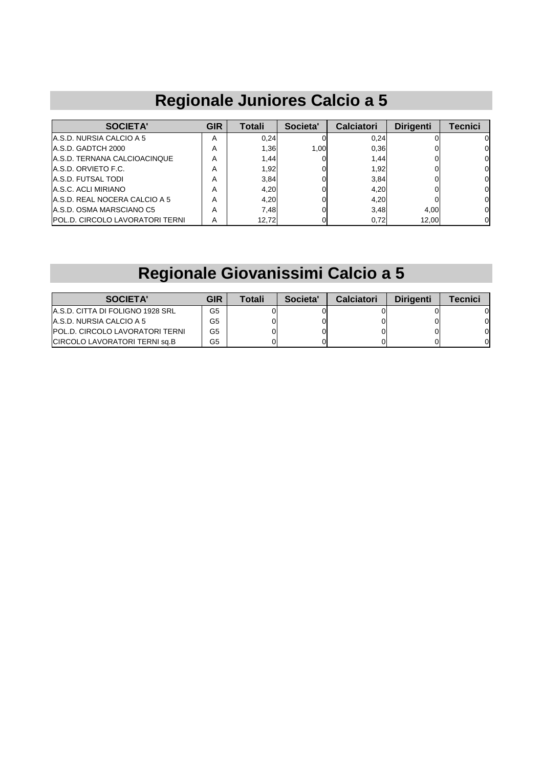# Regionale Juniores Calcio a 5

| SOCIETA' | GIR | Totali | Societa' | Calciatori | Dirigenti | Tecnici |
|---|---|---|---|---|---|---|
| A.S.D. NURSIA CALCIO A 5 | A | 0,24 | 0 | 0,24 | 0 | 0 |
| A.S.D. GADTCH 2000 | A | 1,36 | 1,00 | 0,36 | 0 | 0 |
| A.S.D. TERNANA CALCIOACINQUE | A | 1,44 | 0 | 1,44 | 0 | 0 |
| A.S.D. ORVIETO F.C. | A | 1,92 | 0 | 1,92 | 0 | 0 |
| A.S.D. FUTSAL TODI | A | 3,84 | 0 | 3,84 | 0 | 0 |
| A.S.C. ACLI MIRIANO | A | 4,20 | 0 | 4,20 | 0 | 0 |
| A.S.D. REAL NOCERA CALCIO A 5 | A | 4,20 | 0 | 4,20 | 0 | 0 |
| A.S.D. OSMA MARSCIANO C5 | A | 7,48 | 0 | 3,48 | 4,00 | 0 |
| POL.D. CIRCOLO LAVORATORI TERNI | A | 12,72 | 0 | 0,72 | 12,00 | 0 |

# Regionale Giovanissimi Calcio a 5

| SOCIETA' | GIR | Totali | Societa' | Calciatori | Dirigenti | Tecnici |
|---|---|---|---|---|---|---|
| A.S.D. CITTA DI FOLIGNO 1928 SRL | G5 | 0 | 0 | 0 | 0 | 0 |
| A.S.D. NURSIA CALCIO A 5 | G5 | 0 | 0 | 0 | 0 | 0 |
| POL.D. CIRCOLO LAVORATORI TERNI | G5 | 0 | 0 | 0 | 0 | 0 |
| CIRCOLO LAVORATORI TERNI sq.B | G5 | 0 | 0 | 0 | 0 | 0 |